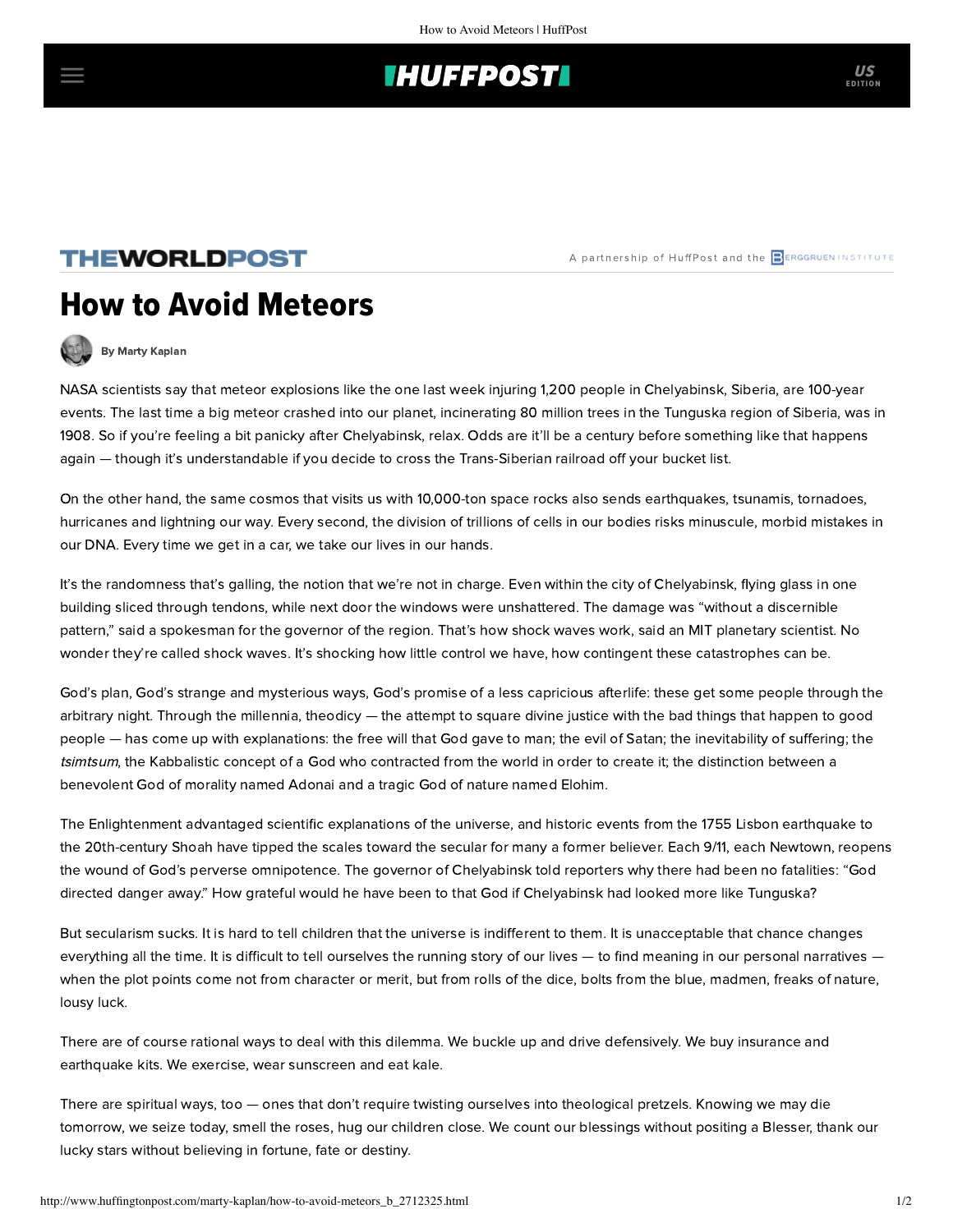THEWORLDPOST

A partnership of HuffPost and the BERGGRUEN INSTITUTE

# How to Avoid Meteors

By Marty Kaplan

NASA scientists say that meteor explosions like the one last week injuring 1,200 people in Chelyabinsk, Siberia, are 100-year events. The last time a big meteor crashed into our planet, incinerating 80 million trees in the Tunguska region of Siberia, was in 1908. So if you're feeling a bit panicky after Chelyabinsk, relax. Odds are it'll be a century before something like that happens again — though it's understandable if you decide to cross the Trans-Siberian railroad off your bucket list.

On the other hand, the same cosmos that visits us with 10,000-ton space rocks also sends earthquakes, tsunamis, tornadoes, hurricanes and lightning our way. Every second, the division of trillions of cells in our bodies risks minuscule, morbid mistakes in our DNA. Every time we get in a car, we take our lives in our hands.

It's the randomness that's galling, the notion that we're not in charge. Even within the city of Chelyabinsk, flying glass in one building sliced through tendons, while next door the windows were unshattered. The damage was "without a discernible pattern," said a spokesman for the governor of the region. That's how shock waves work, said an MIT planetary scientist. No wonder they're called shock waves. It's shocking how little control we have, how contingent these catastrophes can be.

God's plan, God's strange and mysterious ways, God's promise of a less capricious afterlife: these get some people through the arbitrary night. Through the millennia, theodicy — the attempt to square divine justice with the bad things that happen to good people — has come up with explanations: the free will that God gave to man; the evil of Satan; the inevitability of suffering; the *tsimtsum*, the Kabbalistic concept of a God who contracted from the world in order to create it; the distinction between a benevolent God of morality named Adonai and a tragic God of nature named Elohim.

The Enlightenment advantaged scientific explanations of the universe, and historic events from the 1755 Lisbon earthquake to the 20th-century Shoah have tipped the scales toward the secular for many a former believer. Each 9/11, each Newtown, reopens the wound of God's perverse omnipotence. The governor of Chelyabinsk told reporters why there had been no fatalities: "God directed danger away." How grateful would he have been to that God if Chelyabinsk had looked more like Tunguska?

But secularism sucks. It is hard to tell children that the universe is indifferent to them. It is unacceptable that chance changes everything all the time. It is difficult to tell ourselves the running story of our lives — to find meaning in our personal narratives — when the plot points come not from character or merit, but from rolls of the dice, bolts from the blue, madmen, freaks of nature, lousy luck.

There are of course rational ways to deal with this dilemma. We buckle up and drive defensively. We buy insurance and earthquake kits. We exercise, wear sunscreen and eat kale.

There are spiritual ways, too — ones that don't require twisting ourselves into theological pretzels. Knowing we may die tomorrow, we seize today, smell the roses, hug our children close. We count our blessings without positing a Blesser, thank our lucky stars without believing in fortune, fate or destiny.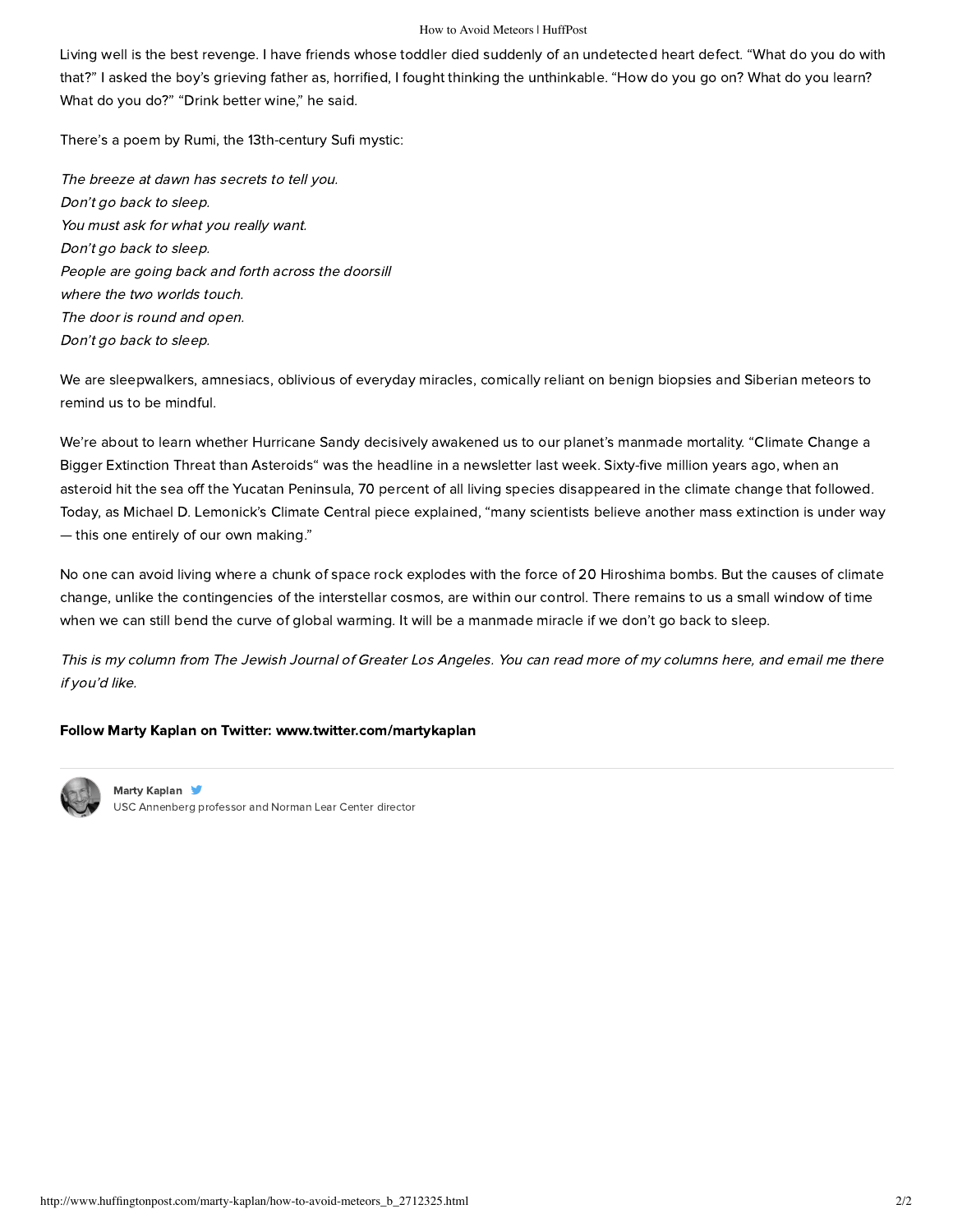Living well is the best revenge. I have friends whose toddler died suddenly of an undetected heart defect. “What do you do with that?” I asked the boy’s grieving father as, horrified, I fought thinking the unthinkable. “How do you go on? What do you learn? What do you do?” “Drink better wine,” he said.

There’s a poem by Rumi, the 13th-century Sufi mystic:

*The breeze at dawn has secrets to tell you.*
*Don’t go back to sleep.*
*You must ask for what you really want.*
*Don’t go back to sleep.*
*People are going back and forth across the doorsill*
*where the two worlds touch.*
*The door is round and open.*
*Don’t go back to sleep.*

We are sleepwalkers, amnesiacs, oblivious of everyday miracles, comically reliant on benign biopsies and Siberian meteors to remind us to be mindful.

We’re about to learn whether Hurricane Sandy decisively awakened us to our planet’s manmade mortality. “Climate Change a Bigger Extinction Threat than Asteroids“ was the headline in a newsletter last week. Sixty-five million years ago, when an asteroid hit the sea off the Yucatan Peninsula, 70 percent of all living species disappeared in the climate change that followed. Today, as Michael D. Lemonick’s Climate Central piece explained, “many scientists believe another mass extinction is under way — this one entirely of our own making.”

No one can avoid living where a chunk of space rock explodes with the force of 20 Hiroshima bombs. But the causes of climate change, unlike the contingencies of the interstellar cosmos, are within our control. There remains to us a small window of time when we can still bend the curve of global warming. It will be a manmade miracle if we don’t go back to sleep.

*This is my column from The Jewish Journal of Greater Los Angeles. You can read more of my columns here, and email me there if you’d like.*

**Follow Marty Kaplan on Twitter: www.twitter.com/martykaplan**

---

**Marty Kaplan**
USC Annenberg professor and Norman Lear Center director